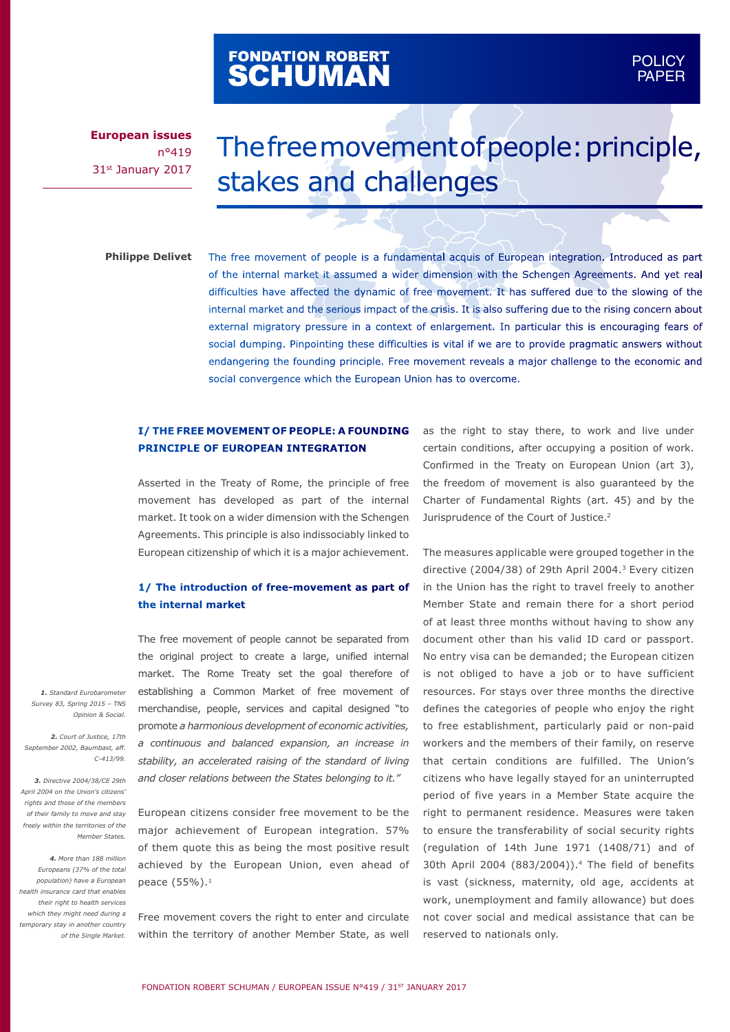FONDATION ROBERT SCHUMAN

POLICY PAPER

**European issues**
n°419
31st January 2017

# The free movement of people: principle, stakes and challenges

**Philippe Delivet**

The free movement of people is a fundamental acquis of European integration. Introduced as part of the internal market it assumed a wider dimension with the Schengen Agreements. And yet real difficulties have affected the dynamic of free movement. It has suffered due to the slowing of the internal market and the serious impact of the crisis. It is also suffering due to the rising concern about external migratory pressure in a context of enlargement. In particular this is encouraging fears of social dumping. Pinpointing these difficulties is vital if we are to provide pragmatic answers without endangering the founding principle. Free movement reveals a major challenge to the economic and social convergence which the European Union has to overcome.

## I/ THE FREE MOVEMENT OF PEOPLE: A FOUNDING PRINCIPLE OF EUROPEAN INTEGRATION

Asserted in the Treaty of Rome, the principle of free movement has developed as part of the internal market. It took on a wider dimension with the Schengen Agreements. This principle is also indissociably linked to European citizenship of which it is a major achievement.

### 1/ The introduction of free-movement as part of the internal market

The free movement of people cannot be separated from the original project to create a large, unified internal market. The Rome Treaty set the goal therefore of establishing a Common Market of free movement of merchandise, people, services and capital designed "to promote *a harmonious development of economic activities, a continuous and balanced expansion, an increase in stability, an accelerated raising of the standard of living and closer relations between the States belonging to it."*

European citizens consider free movement to be the major achievement of European integration. 57% of them quote this as being the most positive result achieved by the European Union, even ahead of peace (55%).[1]

Free movement covers the right to enter and circulate within the territory of another Member State, as well as the right to stay there, to work and live under certain conditions, after occupying a position of work. Confirmed in the Treaty on European Union (art 3), the freedom of movement is also guaranteed by the Charter of Fundamental Rights (art. 45) and by the Jurisprudence of the Court of Justice.[2]

The measures applicable were grouped together in the directive (2004/38) of 29th April 2004.[3] Every citizen in the Union has the right to travel freely to another Member State and remain there for a short period of at least three months without having to show any document other than his valid ID card or passport. No entry visa can be demanded; the European citizen is not obliged to have a job or to have sufficient resources. For stays over three months the directive defines the categories of people who enjoy the right to free establishment, particularly paid or non-paid workers and the members of their family, on reserve that certain conditions are fulfilled. The Union's citizens who have legally stayed for an uninterrupted period of five years in a Member State acquire the right to permanent residence. Measures were taken to ensure the transferability of social security rights (regulation of 14th June 1971 (1408/71) and of 30th April 2004 (883/2004)).[4] The field of benefits is vast (sickness, maternity, old age, accidents at work, unemployment and family allowance) but does not cover social and medical assistance that can be reserved to nationals only.

*1. Standard Eurobarometer Survey 83, Spring 2015 – TNS Opinion & Social.*

*2. Court of Justice, 17th September 2002, Baumbast, aff. C-413/99.*

*3. Directive 2004/38/CE 29th April 2004 on the Union's citizens' rights and those of the members of their family to move and stay freely within the territories of the Member States.*

*4. More than 188 million Europeans (37% of the total population) have a European health insurance card that enables their right to health services which they might need during a temporary stay in another country of the Single Market.*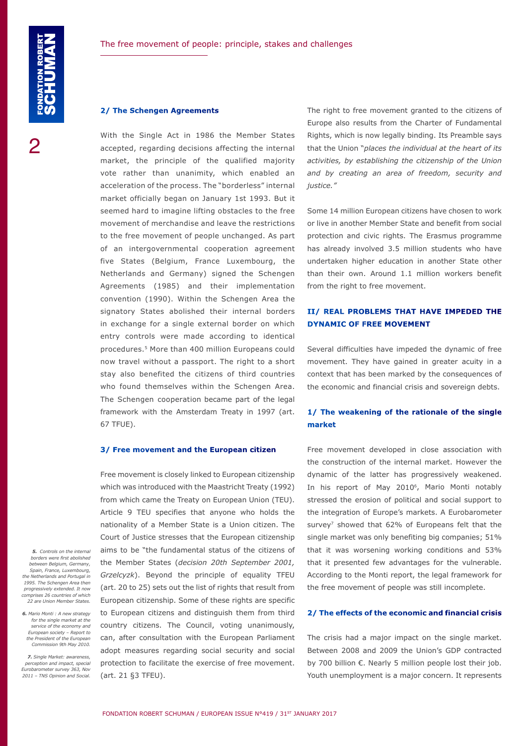## 2/ The Schengen Agreements

With the Single Act in 1986 the Member States accepted, regarding decisions affecting the internal market, the principle of the qualified majority vote rather than unanimity, which enabled an acceleration of the process. The "borderless" internal market officially began on January 1st 1993. But it seemed hard to imagine lifting obstacles to the free movement of merchandise and leave the restrictions to the free movement of people unchanged. As part of an intergovernmental cooperation agreement five States (Belgium, France Luxembourg, the Netherlands and Germany) signed the Schengen Agreements (1985) and their implementation convention (1990). Within the Schengen Area the signatory States abolished their internal borders in exchange for a single external border on which entry controls were made according to identical procedures.[5] More than 400 million Europeans could now travel without a passport. The right to a short stay also benefited the citizens of third countries who found themselves within the Schengen Area. The Schengen cooperation became part of the legal framework with the Amsterdam Treaty in 1997 (art. 67 TFUE).

## 3/ Free movement and the European citizen

Free movement is closely linked to European citizenship which was introduced with the Maastricht Treaty (1992) from which came the Treaty on European Union (TEU). Article 9 TEU specifies that anyone who holds the nationality of a Member State is a Union citizen. The Court of Justice stresses that the European citizenship aims to be "the fundamental status of the citizens of the Member States (*decision 20th September 2001, Grzelcyzk*). Beyond the principle of equality TFEU (art. 20 to 25) sets out the list of rights that result from European citizenship. Some of these rights are specific to European citizens and distinguish them from third country citizens. The Council, voting unanimously, can, after consultation with the European Parliament adopt measures regarding social security and social protection to facilitate the exercise of free movement. (art. 21 §3 TFEU).

The right to free movement granted to the citizens of Europe also results from the Charter of Fundamental Rights, which is now legally binding. Its Preamble says that the Union "*places the individual at the heart of its activities, by establishing the citizenship of the Union and by creating an area of freedom, security and justice."*

Some 14 million European citizens have chosen to work or live in another Member State and benefit from social protection and civic rights. The Erasmus programme has already involved 3.5 million students who have undertaken higher education in another State other than their own. Around 1.1 million workers benefit from the right to free movement.

# II/ REAL PROBLEMS THAT HAVE IMPEDED THE DYNAMIC OF FREE MOVEMENT

Several difficulties have impeded the dynamic of free movement. They have gained in greater acuity in a context that has been marked by the consequences of the economic and financial crisis and sovereign debts.

## 1/ The weakening of the rationale of the single market

Free movement developed in close association with the construction of the internal market. However the dynamic of the latter has progressively weakened. In his report of May 2010[6], Mario Monti notably stressed the erosion of political and social support to the integration of Europe's markets. A Eurobarometer survey[7] showed that 62% of Europeans felt that the single market was only benefiting big companies; 51% that it was worsening working conditions and 53% that it presented few advantages for the vulnerable. According to the Monti report, the legal framework for the free movement of people was still incomplete.

## 2/ The effects of the economic and financial crisis

The crisis had a major impact on the single market. Between 2008 and 2009 the Union's GDP contracted by 700 billion €. Nearly 5 million people lost their job. Youth unemployment is a major concern. It represents

---

*5. Controls on the internal borders were first abolished between Belgium, Germany, Spain, France, Luxembourg, the Netherlands and Portugal in 1995. The Schengen Area then progressively extended. It now comprises 26 countries of which 22 are Union Member States.*

*6. Mario Monti : A new strategy for the single market at the service of the economy and European society – Report to the President of the European Commission 9th May 2010.*

*7. Single Market: awareness, perception and impact, special Eurobarometer survey 363, Nov 2011 – TNS Opinion and Social.*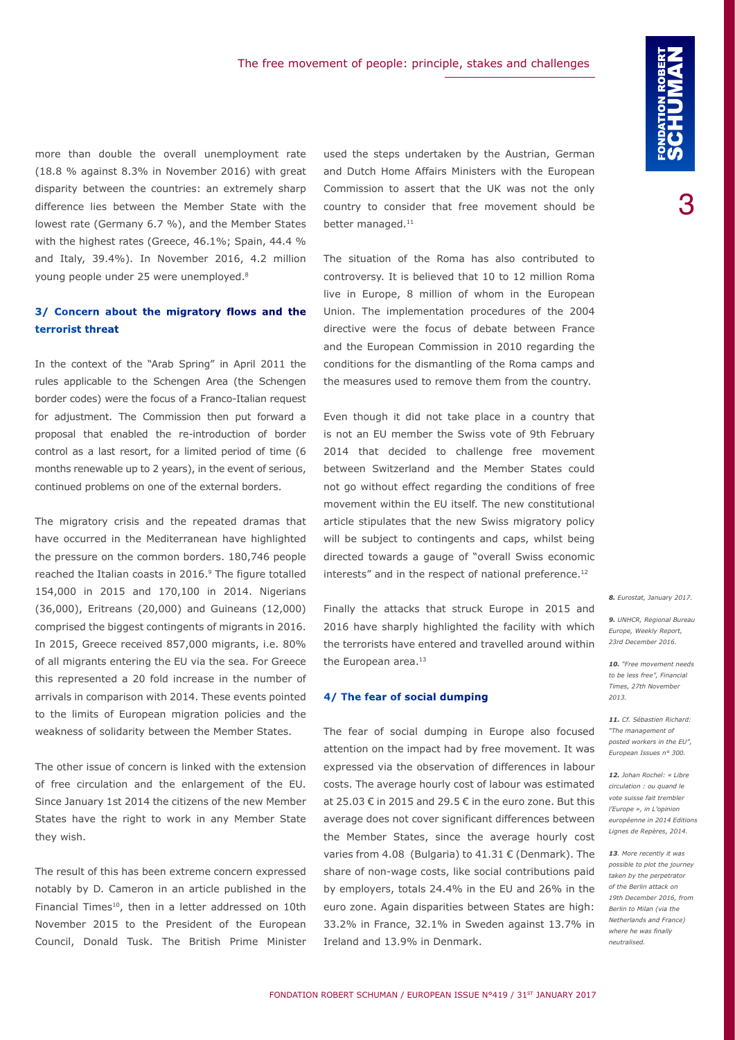more than double the overall unemployment rate (18.8 % against 8.3% in November 2016) with great disparity between the countries: an extremely sharp difference lies between the Member State with the lowest rate (Germany 6.7 %), and the Member States with the highest rates (Greece, 46.1%; Spain, 44.4 % and Italy, 39.4%). In November 2016, 4.2 million young people under 25 were unemployed.[8]

### 3/ Concern about the migratory flows and the terrorist threat

In the context of the "Arab Spring" in April 2011 the rules applicable to the Schengen Area (the Schengen border codes) were the focus of a Franco-Italian request for adjustment. The Commission then put forward a proposal that enabled the re-introduction of border control as a last resort, for a limited period of time (6 months renewable up to 2 years), in the event of serious, continued problems on one of the external borders.

The migratory crisis and the repeated dramas that have occurred in the Mediterranean have highlighted the pressure on the common borders. 180,746 people reached the Italian coasts in 2016.[9] The figure totalled 154,000 in 2015 and 170,100 in 2014. Nigerians (36,000), Eritreans (20,000) and Guineans (12,000) comprised the biggest contingents of migrants in 2016. In 2015, Greece received 857,000 migrants, i.e. 80% of all migrants entering the EU via the sea. For Greece this represented a 20 fold increase in the number of arrivals in comparison with 2014. These events pointed to the limits of European migration policies and the weakness of solidarity between the Member States.

The other issue of concern is linked with the extension of free circulation and the enlargement of the EU. Since January 1st 2014 the citizens of the new Member States have the right to work in any Member State they wish.

The result of this has been extreme concern expressed notably by D. Cameron in an article published in the Financial Times[10], then in a letter addressed on 10th November 2015 to the President of the European Council, Donald Tusk. The British Prime Minister used the steps undertaken by the Austrian, German and Dutch Home Affairs Ministers with the European Commission to assert that the UK was not the only country to consider that free movement should be better managed.[11]

The situation of the Roma has also contributed to controversy. It is believed that 10 to 12 million Roma live in Europe, 8 million of whom in the European Union. The implementation procedures of the 2004 directive were the focus of debate between France and the European Commission in 2010 regarding the conditions for the dismantling of the Roma camps and the measures used to remove them from the country.

Even though it did not take place in a country that is not an EU member the Swiss vote of 9th February 2014 that decided to challenge free movement between Switzerland and the Member States could not go without effect regarding the conditions of free movement within the EU itself. The new constitutional article stipulates that the new Swiss migratory policy will be subject to contingents and caps, whilst being directed towards a gauge of "overall Swiss economic interests" and in the respect of national preference.[12]

Finally the attacks that struck Europe in 2015 and 2016 have sharply highlighted the facility with which the terrorists have entered and travelled around within the European area.[13]

### 4/ The fear of social dumping

The fear of social dumping in Europe also focused attention on the impact had by free movement. It was expressed via the observation of differences in labour costs. The average hourly cost of labour was estimated at 25.03 € in 2015 and 29.5 € in the euro zone. But this average does not cover significant differences between the Member States, since the average hourly cost varies from 4.08 (Bulgaria) to 41.31 € (Denmark). The share of non-wage costs, like social contributions paid by employers, totals 24.4% in the EU and 26% in the euro zone. Again disparities between States are high: 33.2% in France, 32.1% in Sweden against 13.7% in Ireland and 13.9% in Denmark.

*8. Eurostat, January 2017.*

*9. UNHCR, Regional Bureau Europe, Weekly Report, 23rd December 2016.*

*10. "Free movement needs to be less free", Financial Times, 27th November 2013.*

*11. Cf. Sébastien Richard: "The management of posted workers in the EU", European Issues n° 300.*

*12. Johan Rochel: « Libre circulation : ou quand le vote suisse fait trembler l'Europe », in L'opinion européenne in 2014 Editions Lignes de Repères, 2014.*

*13. More recently it was possible to plot the journey taken by the perpetrator of the Berlin attack on 19th December 2016, from Berlin to Milan (via the Netherlands and France) where he was finally neutralised.*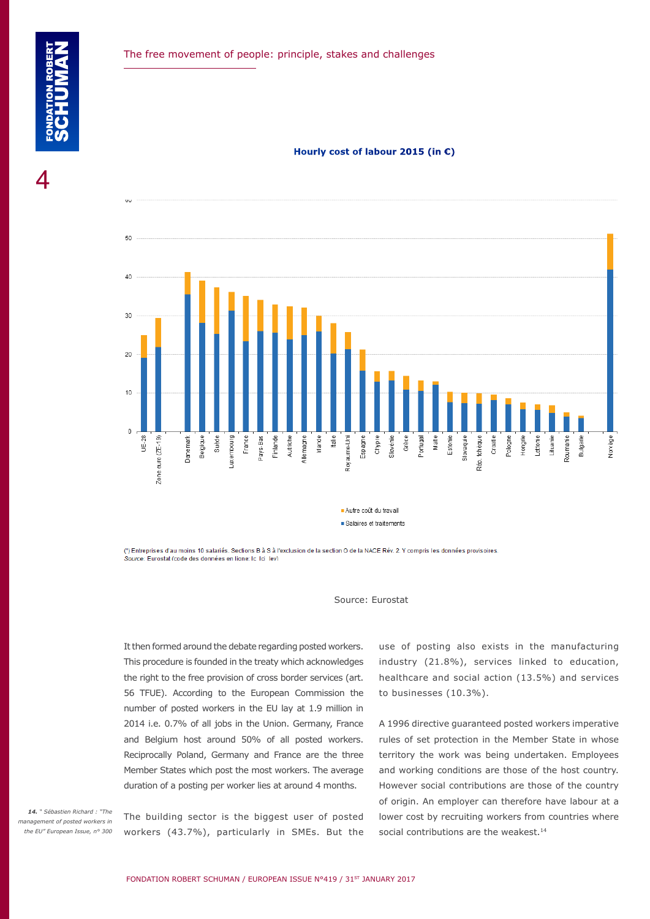**Hourly cost of labour 2015 (in €)**

Autre coût du travail
Salaires et traitements

(*) Entreprises d'au moins 10 salariés. Sections B à S à l'exclusion de la section O de la NACE Rév. 2. Y compris les données provisoires.
*Source*: Eurostat (code des données en ligne: lc_lci_lev)

Source: Eurostat

It then formed around the debate regarding posted workers. This procedure is founded in the treaty which acknowledges the right to the free provision of cross border services (art. 56 TFUE). According to the European Commission the number of posted workers in the EU lay at 1.9 million in 2014 i.e. 0.7% of all jobs in the Union. Germany, France and Belgium host around 50% of all posted workers. Reciprocally Poland, Germany and France are the three Member States which post the most workers. The average duration of a posting per worker lies at around 4 months.

The building sector is the biggest user of posted workers (43.7%), particularly in SMEs. But the use of posting also exists in the manufacturing industry (21.8%), services linked to education, healthcare and social action (13.5%) and services to businesses (10.3%).

A 1996 directive guaranteed posted workers imperative rules of set protection in the Member State in whose territory the work was being undertaken. Employees and working conditions are those of the host country. However social contributions are those of the country of origin. An employer can therefore have labour at a lower cost by recruiting workers from countries where social contributions are the weakest.[14]

*14. " Sébastien Richard : "The management of posted workers in the EU" European Issue, n° 300*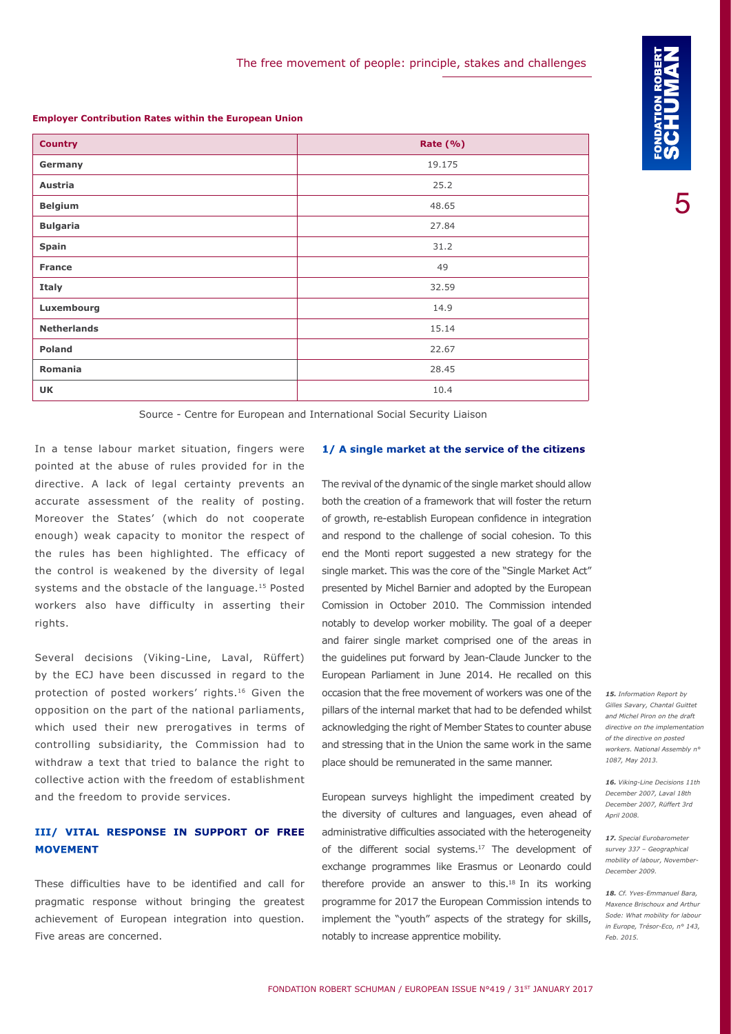**Employer Contribution Rates within the European Union**

| Country | Rate (%) |
|---|---|
| Germany | 19.175 |
| Austria | 25.2 |
| Belgium | 48.65 |
| Bulgaria | 27.84 |
| Spain | 31.2 |
| France | 49 |
| Italy | 32.59 |
| Luxembourg | 14.9 |
| Netherlands | 15.14 |
| Poland | 22.67 |
| Romania | 28.45 |
| UK | 10.4 |

Source - Centre for European and International Social Security Liaison

In a tense labour market situation, fingers were pointed at the abuse of rules provided for in the directive. A lack of legal certainty prevents an accurate assessment of the reality of posting. Moreover the States' (which do not cooperate enough) weak capacity to monitor the respect of the rules has been highlighted. The efficacy of the control is weakened by the diversity of legal systems and the obstacle of the language.[15] Posted workers also have difficulty in asserting their rights.

Several decisions (Viking-Line, Laval, Rüffert) by the ECJ have been discussed in regard to the protection of posted workers' rights.[16] Given the opposition on the part of the national parliaments, which used their new prerogatives in terms of controlling subsidiarity, the Commission had to withdraw a text that tried to balance the right to collective action with the freedom of establishment and the freedom to provide services.

## III/ VITAL RESPONSE IN SUPPORT OF FREE MOVEMENT

These difficulties have to be identified and call for pragmatic response without bringing the greatest achievement of European integration into question. Five areas are concerned.

### 1/ A single market at the service of the citizens

The revival of the dynamic of the single market should allow both the creation of a framework that will foster the return of growth, re-establish European confidence in integration and respond to the challenge of social cohesion. To this end the Monti report suggested a new strategy for the single market. This was the core of the "Single Market Act" presented by Michel Barnier and adopted by the European Comission in October 2010. The Commission intended notably to develop worker mobility. The goal of a deeper and fairer single market comprised one of the areas in the guidelines put forward by Jean-Claude Juncker to the European Parliament in June 2014. He recalled on this occasion that the free movement of workers was one of the pillars of the internal market that had to be defended whilst acknowledging the right of Member States to counter abuse and stressing that in the Union the same work in the same place should be remunerated in the same manner.

European surveys highlight the impediment created by the diversity of cultures and languages, even ahead of administrative difficulties associated with the heterogeneity of the different social systems.[17] The development of exchange programmes like Erasmus or Leonardo could therefore provide an answer to this.[18] In its working programme for 2017 the European Commission intends to implement the "youth" aspects of the strategy for skills, notably to increase apprentice mobility.

*15. Information Report by Gilles Savary, Chantal Guittet and Michel Piron on the draft directive on the implementation of the directive on posted workers. National Assembly n° 1087, May 2013.*

*16. Viking-Line Decisions 11th December 2007, Laval 18th December 2007, Rüffert 3rd April 2008.*

*17. Special Eurobarometer survey 337 – Geographical mobility of labour, November-December 2009.*

*18. Cf. Yves-Emmanuel Bara, Maxence Brischoux and Arthur Sode: What mobility for labour in Europe, Trésor-Eco, n° 143, Feb. 2015.*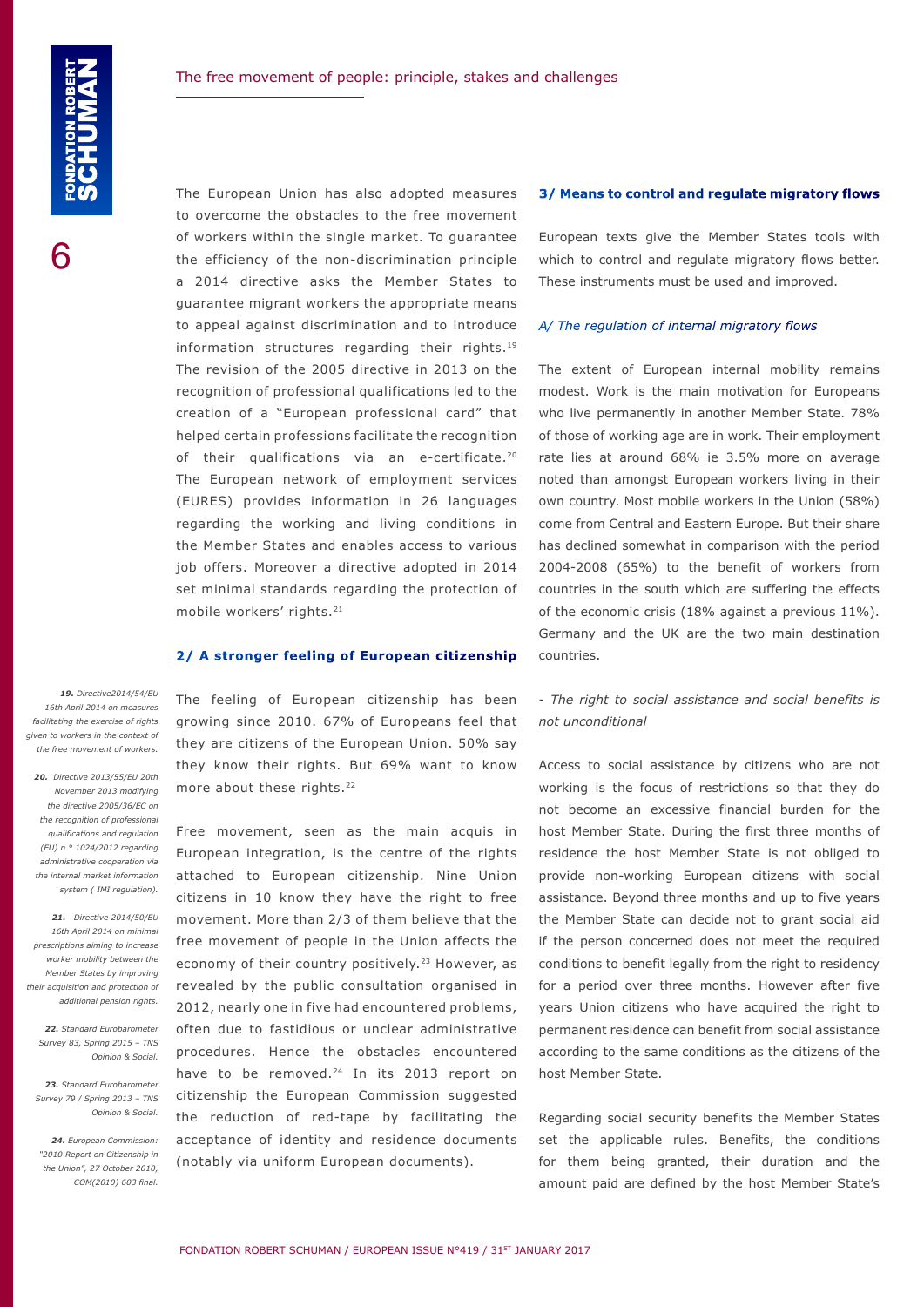The European Union has also adopted measures to overcome the obstacles to the free movement of workers within the single market. To guarantee the efficiency of the non-discrimination principle a 2014 directive asks the Member States to guarantee migrant workers the appropriate means to appeal against discrimination and to introduce information structures regarding their rights.[19] The revision of the 2005 directive in 2013 on the recognition of professional qualifications led to the creation of a "European professional card" that helped certain professions facilitate the recognition of their qualifications via an e-certificate.[20] The European network of employment services (EURES) provides information in 26 languages regarding the working and living conditions in the Member States and enables access to various job offers. Moreover a directive adopted in 2014 set minimal standards regarding the protection of mobile workers' rights.[21]

### 2/ A stronger feeling of European citizenship

The feeling of European citizenship has been growing since 2010. 67% of Europeans feel that they are citizens of the European Union. 50% say they know their rights. But 69% want to know more about these rights.[22]

Free movement, seen as the main acquis in European integration, is the centre of the rights attached to European citizenship. Nine Union citizens in 10 know they have the right to free movement. More than 2/3 of them believe that the free movement of people in the Union affects the economy of their country positively.[23] However, as revealed by the public consultation organised in 2012, nearly one in five had encountered problems, often due to fastidious or unclear administrative procedures. Hence the obstacles encountered have to be removed.[24] In its 2013 report on citizenship the European Commission suggested the reduction of red-tape by facilitating the acceptance of identity and residence documents (notably via uniform European documents).

### 3/ Means to control and regulate migratory flows

European texts give the Member States tools with which to control and regulate migratory flows better. These instruments must be used and improved.

#### *A/ The regulation of internal migratory flows*

The extent of European internal mobility remains modest. Work is the main motivation for Europeans who live permanently in another Member State. 78% of those of working age are in work. Their employment rate lies at around 68% ie 3.5% more on average noted than amongst European workers living in their own country. Most mobile workers in the Union (58%) come from Central and Eastern Europe. But their share has declined somewhat in comparison with the period 2004-2008 (65%) to the benefit of workers from countries in the south which are suffering the effects of the economic crisis (18% against a previous 11%). Germany and the UK are the two main destination countries.

*- The right to social assistance and social benefits is not unconditional*

Access to social assistance by citizens who are not working is the focus of restrictions so that they do not become an excessive financial burden for the host Member State. During the first three months of residence the host Member State is not obliged to provide non-working European citizens with social assistance. Beyond three months and up to five years the Member State can decide not to grant social aid if the person concerned does not meet the required conditions to benefit legally from the right to residency for a period over three months. However after five years Union citizens who have acquired the right to permanent residence can benefit from social assistance according to the same conditions as the citizens of the host Member State.

Regarding social security benefits the Member States set the applicable rules. Benefits, the conditions for them being granted, their duration and the amount paid are defined by the host Member State's

---

*19. Directive2014/54/EU 16th April 2014 on measures facilitating the exercise of rights given to workers in the context of the free movement of workers.*

*20. Directive 2013/55/EU 20th November 2013 modifying the directive 2005/36/EC on the recognition of professional qualifications and regulation (EU) n ° 1024/2012 regarding administrative cooperation via the internal market information system ( IMI regulation).*

*21. Directive 2014/50/EU 16th April 2014 on minimal prescriptions aiming to increase worker mobility between the Member States by improving their acquisition and protection of additional pension rights.*

*22. Standard Eurobarometer Survey 83, Spring 2015 – TNS Opinion & Social.*

*23. Standard Eurobarometer Survey 79 / Spring 2013 – TNS Opinion & Social.*

*24. European Commission: "2010 Report on Citizenship in the Union", 27 October 2010, COM(2010) 603 final.*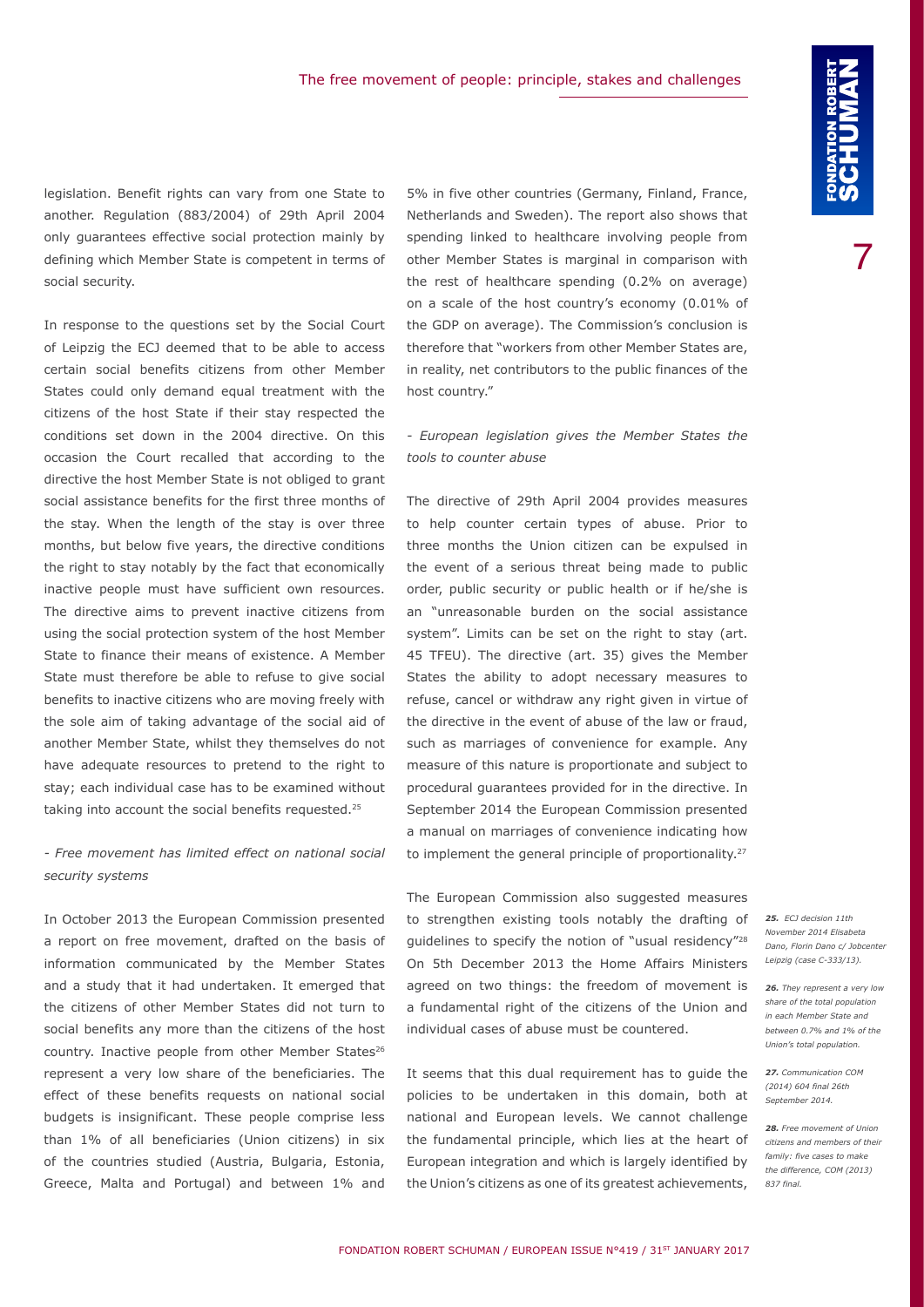legislation. Benefit rights can vary from one State to another. Regulation (883/2004) of 29th April 2004 only guarantees effective social protection mainly by defining which Member State is competent in terms of social security.

In response to the questions set by the Social Court of Leipzig the ECJ deemed that to be able to access certain social benefits citizens from other Member States could only demand equal treatment with the citizens of the host State if their stay respected the conditions set down in the 2004 directive. On this occasion the Court recalled that according to the directive the host Member State is not obliged to grant social assistance benefits for the first three months of the stay. When the length of the stay is over three months, but below five years, the directive conditions the right to stay notably by the fact that economically inactive people must have sufficient own resources. The directive aims to prevent inactive citizens from using the social protection system of the host Member State to finance their means of existence. A Member State must therefore be able to refuse to give social benefits to inactive citizens who are moving freely with the sole aim of taking advantage of the social aid of another Member State, whilst they themselves do not have adequate resources to pretend to the right to stay; each individual case has to be examined without taking into account the social benefits requested.[25]

*- Free movement has limited effect on national social security systems*

In October 2013 the European Commission presented a report on free movement, drafted on the basis of information communicated by the Member States and a study that it had undertaken. It emerged that the citizens of other Member States did not turn to social benefits any more than the citizens of the host country. Inactive people from other Member States[26] represent a very low share of the beneficiaries. The effect of these benefits requests on national social budgets is insignificant. These people comprise less than 1% of all beneficiaries (Union citizens) in six of the countries studied (Austria, Bulgaria, Estonia, Greece, Malta and Portugal) and between 1% and 5% in five other countries (Germany, Finland, France, Netherlands and Sweden). The report also shows that spending linked to healthcare involving people from other Member States is marginal in comparison with the rest of healthcare spending (0.2% on average) on a scale of the host country's economy (0.01% of the GDP on average). The Commission's conclusion is therefore that "workers from other Member States are, in reality, net contributors to the public finances of the host country."

*- European legislation gives the Member States the tools to counter abuse*

The directive of 29th April 2004 provides measures to help counter certain types of abuse. Prior to three months the Union citizen can be expulsed in the event of a serious threat being made to public order, public security or public health or if he/she is an "unreasonable burden on the social assistance system". Limits can be set on the right to stay (art. 45 TFEU). The directive (art. 35) gives the Member States the ability to adopt necessary measures to refuse, cancel or withdraw any right given in virtue of the directive in the event of abuse of the law or fraud, such as marriages of convenience for example. Any measure of this nature is proportionate and subject to procedural guarantees provided for in the directive. In September 2014 the European Commission presented a manual on marriages of convenience indicating how to implement the general principle of proportionality.[27]

The European Commission also suggested measures to strengthen existing tools notably the drafting of guidelines to specify the notion of "usual residency"[28] On 5th December 2013 the Home Affairs Ministers agreed on two things: the freedom of movement is a fundamental right of the citizens of the Union and individual cases of abuse must be countered.

It seems that this dual requirement has to guide the policies to be undertaken in this domain, both at national and European levels. We cannot challenge the fundamental principle, which lies at the heart of European integration and which is largely identified by the Union's citizens as one of its greatest achievements,

*25. ECJ decision 11th November 2014 Elisabeta Dano, Florin Dano c/ Jobcenter Leipzig (case C-333/13).*

*26. They represent a very low share of the total population in each Member State and between 0.7% and 1% of the Union's total population.*

*27. Communication COM (2014) 604 final 26th September 2014.*

*28. Free movement of Union citizens and members of their family: five cases to make the difference, COM (2013) 837 final.*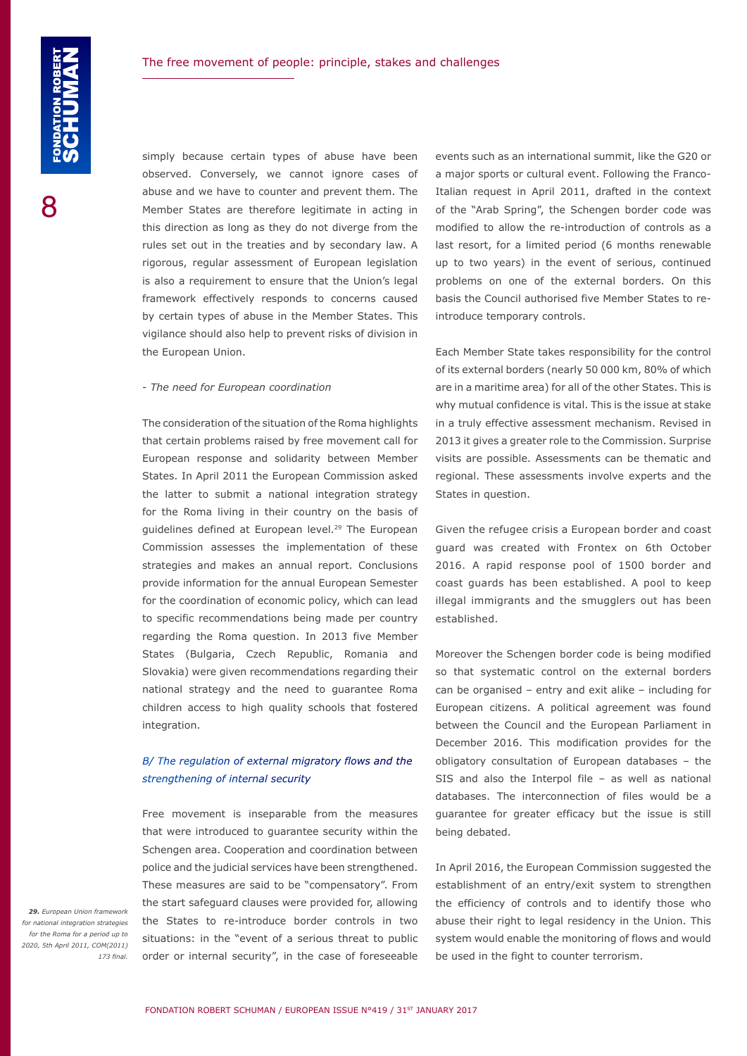simply because certain types of abuse have been observed. Conversely, we cannot ignore cases of abuse and we have to counter and prevent them. The Member States are therefore legitimate in acting in this direction as long as they do not diverge from the rules set out in the treaties and by secondary law. A rigorous, regular assessment of European legislation is also a requirement to ensure that the Union's legal framework effectively responds to concerns caused by certain types of abuse in the Member States. This vigilance should also help to prevent risks of division in the European Union.

*- The need for European coordination*

The consideration of the situation of the Roma highlights that certain problems raised by free movement call for European response and solidarity between Member States. In April 2011 the European Commission asked the latter to submit a national integration strategy for the Roma living in their country on the basis of guidelines defined at European level.[29] The European Commission assesses the implementation of these strategies and makes an annual report. Conclusions provide information for the annual European Semester for the coordination of economic policy, which can lead to specific recommendations being made per country regarding the Roma question. In 2013 five Member States (Bulgaria, Czech Republic, Romania and Slovakia) were given recommendations regarding their national strategy and the need to guarantee Roma children access to high quality schools that fostered integration.

### *B/ The regulation of external migratory flows and the strengthening of internal security*

Free movement is inseparable from the measures that were introduced to guarantee security within the Schengen area. Cooperation and coordination between police and the judicial services have been strengthened. These measures are said to be "compensatory". From the start safeguard clauses were provided for, allowing the States to re-introduce border controls in two situations: in the "event of a serious threat to public order or internal security", in the case of foreseeable events such as an international summit, like the G20 or a major sports or cultural event. Following the Franco-Italian request in April 2011, drafted in the context of the "Arab Spring", the Schengen border code was modified to allow the re-introduction of controls as a last resort, for a limited period (6 months renewable up to two years) in the event of serious, continued problems on one of the external borders. On this basis the Council authorised five Member States to re-introduce temporary controls.

Each Member State takes responsibility for the control of its external borders (nearly 50 000 km, 80% of which are in a maritime area) for all of the other States. This is why mutual confidence is vital. This is the issue at stake in a truly effective assessment mechanism. Revised in 2013 it gives a greater role to the Commission. Surprise visits are possible. Assessments can be thematic and regional. These assessments involve experts and the States in question.

Given the refugee crisis a European border and coast guard was created with Frontex on 6th October 2016. A rapid response pool of 1500 border and coast guards has been established. A pool to keep illegal immigrants and the smugglers out has been established.

Moreover the Schengen border code is being modified so that systematic control on the external borders can be organised – entry and exit alike – including for European citizens. A political agreement was found between the Council and the European Parliament in December 2016. This modification provides for the obligatory consultation of European databases – the SIS and also the Interpol file – as well as national databases. The interconnection of files would be a guarantee for greater efficacy but the issue is still being debated.

In April 2016, the European Commission suggested the establishment of an entry/exit system to strengthen the efficiency of controls and to identify those who abuse their right to legal residency in the Union. This system would enable the monitoring of flows and would be used in the fight to counter terrorism.

*29. European Union framework for national integration strategies for the Roma for a period up to 2020, 5th April 2011, COM(2011) 173 final.*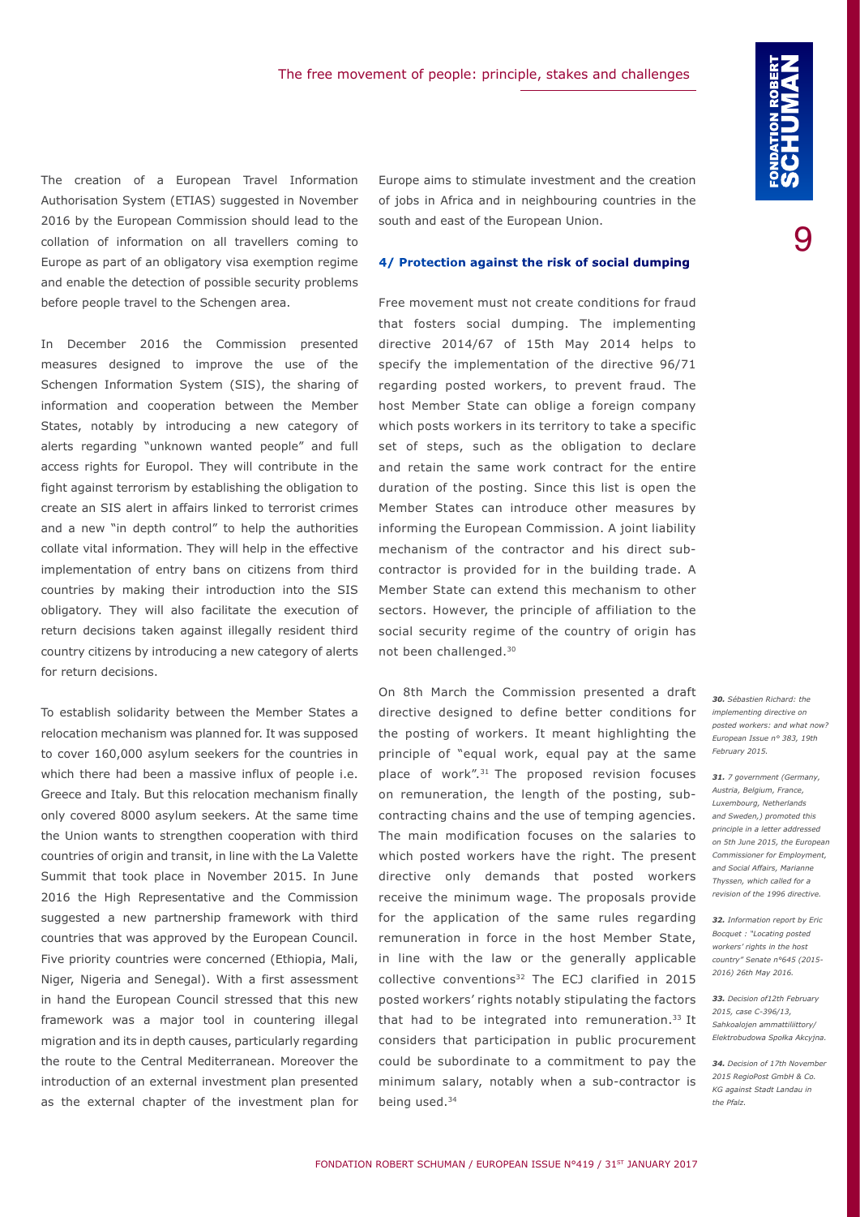The creation of a European Travel Information Authorisation System (ETIAS) suggested in November 2016 by the European Commission should lead to the collation of information on all travellers coming to Europe as part of an obligatory visa exemption regime and enable the detection of possible security problems before people travel to the Schengen area.

In December 2016 the Commission presented measures designed to improve the use of the Schengen Information System (SIS), the sharing of information and cooperation between the Member States, notably by introducing a new category of alerts regarding "unknown wanted people" and full access rights for Europol. They will contribute in the fight against terrorism by establishing the obligation to create an SIS alert in affairs linked to terrorist crimes and a new "in depth control" to help the authorities collate vital information. They will help in the effective implementation of entry bans on citizens from third countries by making their introduction into the SIS obligatory. They will also facilitate the execution of return decisions taken against illegally resident third country citizens by introducing a new category of alerts for return decisions.

To establish solidarity between the Member States a relocation mechanism was planned for. It was supposed to cover 160,000 asylum seekers for the countries in which there had been a massive influx of people i.e. Greece and Italy. But this relocation mechanism finally only covered 8000 asylum seekers. At the same time the Union wants to strengthen cooperation with third countries of origin and transit, in line with the La Valette Summit that took place in November 2015. In June 2016 the High Representative and the Commission suggested a new partnership framework with third countries that was approved by the European Council. Five priority countries were concerned (Ethiopia, Mali, Niger, Nigeria and Senegal). With a first assessment in hand the European Council stressed that this new framework was a major tool in countering illegal migration and its in depth causes, particularly regarding the route to the Central Mediterranean. Moreover the introduction of an external investment plan presented as the external chapter of the investment plan for Europe aims to stimulate investment and the creation of jobs in Africa and in neighbouring countries in the south and east of the European Union.

#### 4/ Protection against the risk of social dumping

Free movement must not create conditions for fraud that fosters social dumping. The implementing directive 2014/67 of 15th May 2014 helps to specify the implementation of the directive 96/71 regarding posted workers, to prevent fraud. The host Member State can oblige a foreign company which posts workers in its territory to take a specific set of steps, such as the obligation to declare and retain the same work contract for the entire duration of the posting. Since this list is open the Member States can introduce other measures by informing the European Commission. A joint liability mechanism of the contractor and his direct sub-contractor is provided for in the building trade. A Member State can extend this mechanism to other sectors. However, the principle of affiliation to the social security regime of the country of origin has not been challenged.[30]

On 8th March the Commission presented a draft directive designed to define better conditions for the posting of workers. It meant highlighting the principle of "equal work, equal pay at the same place of work".[31] The proposed revision focuses on remuneration, the length of the posting, sub-contracting chains and the use of temping agencies. The main modification focuses on the salaries to which posted workers have the right. The present directive only demands that posted workers receive the minimum wage. The proposals provide for the application of the same rules regarding remuneration in force in the host Member State, in line with the law or the generally applicable collective conventions[32] The ECJ clarified in 2015 posted workers' rights notably stipulating the factors that had to be integrated into remuneration.[33] It considers that participation in public procurement could be subordinate to a commitment to pay the minimum salary, notably when a sub-contractor is being used.[34]

*30. Sébastien Richard: the implementing directive on posted workers: and what now? European Issue n° 383, 19th February 2015.*

*31. 7 government (Germany, Austria, Belgium, France, Luxembourg, Netherlands and Sweden,) promoted this principle in a letter addressed on 5th June 2015, the European Commissioner for Employment, and Social Affairs, Marianne Thyssen, which called for a revision of the 1996 directive.*

*32. Information report by Eric Bocquet : "Locating posted workers' rights in the host country" Senate n°645 (2015-2016) 26th May 2016.*

*33. Decision of12th February 2015, case C-396/13, Sahkoalojen ammattiliittory/ Elektrobudowa Spolka Akcyjna.*

*34. Decision of 17th November 2015 RegioPost GmbH & Co. KG against Stadt Landau in the Pfalz.*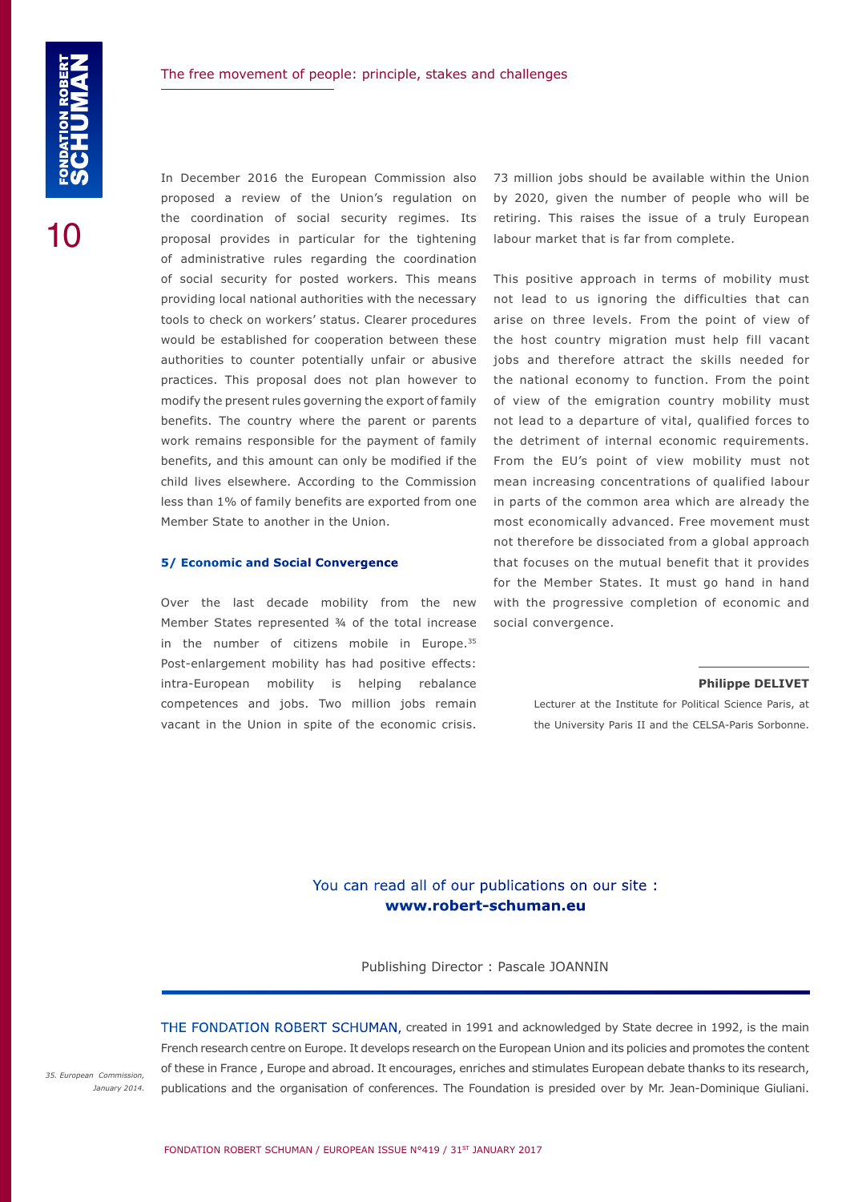In December 2016 the European Commission also proposed a review of the Union's regulation on the coordination of social security regimes. Its proposal provides in particular for the tightening of administrative rules regarding the coordination of social security for posted workers. This means providing local national authorities with the necessary tools to check on workers' status. Clearer procedures would be established for cooperation between these authorities to counter potentially unfair or abusive practices. This proposal does not plan however to modify the present rules governing the export of family benefits. The country where the parent or parents work remains responsible for the payment of family benefits, and this amount can only be modified if the child lives elsewhere. According to the Commission less than 1% of family benefits are exported from one Member State to another in the Union.

### 5/ Economic and Social Convergence

Over the last decade mobility from the new Member States represented ¾ of the total increase in the number of citizens mobile in Europe.[35] Post-enlargement mobility has had positive effects: intra-European mobility is helping rebalance competences and jobs. Two million jobs remain vacant in the Union in spite of the economic crisis. 73 million jobs should be available within the Union by 2020, given the number of people who will be retiring. This raises the issue of a truly European labour market that is far from complete.

This positive approach in terms of mobility must not lead to us ignoring the difficulties that can arise on three levels. From the point of view of the host country migration must help fill vacant jobs and therefore attract the skills needed for the national economy to function. From the point of view of the emigration country mobility must not lead to a departure of vital, qualified forces to the detriment of internal economic requirements. From the EU's point of view mobility must not mean increasing concentrations of qualified labour in parts of the common area which are already the most economically advanced. Free movement must not therefore be dissociated from a global approach that focuses on the mutual benefit that it provides for the Member States. It must go hand in hand with the progressive completion of economic and social convergence.

**Philippe DELIVET**

Lecturer at the Institute for Political Science Paris, at the University Paris II and the CELSA-Paris Sorbonne.

You can read all of our publications on our site :
**www.robert-schuman.eu**

Publishing Director : Pascale JOANNIN

THE FONDATION ROBERT SCHUMAN, created in 1991 and acknowledged by State decree in 1992, is the main French research centre on Europe. It develops research on the European Union and its policies and promotes the content of these in France , Europe and abroad. It encourages, enriches and stimulates European debate thanks to its research, publications and the organisation of conferences. The Foundation is presided over by Mr. Jean-Dominique Giuliani.

*35. European Commission, January 2014.*